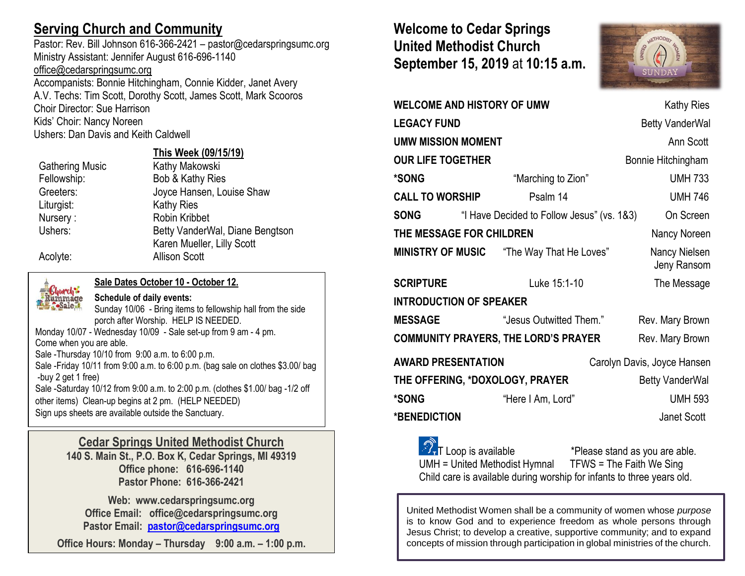## Serving Church and Community

Pastor: Rev. Bill Johnson 616-366-2421 – pastor@cedarspringsumc.org
Ministry Assistant: Jennifer August 616-696-1140
office@cedarspringsumc.org
Accompanists: Bonnie Hitchingham, Connie Kidder, Janet Avery
A.V. Techs: Tim Scott, Dorothy Scott, James Scott, Mark Scooros
Choir Director: Sue Harrison
Kids' Choir: Nancy Noreen
Ushers: Dan Davis and Keith Caldwell

| | This Week (09/15/19) |
|---|---|
| Gathering Music | Kathy Makowski |
| Fellowship: | Bob & Kathy Ries |
| Greeters: | Joyce Hansen, Louise Shaw |
| Liturgist: | Kathy Ries |
| Nursery : | Robin Kribbet |
| Ushers: | Betty VanderWal, Diane Bengtson Karen Mueller, Lilly Scott |
| Acolyte: | Allison Scott |

**Sale Dates October 10 - October 12.**

**Schedule of daily events:**
Sunday 10/06 - Bring items to fellowship hall from the side porch after Worship. HELP IS NEEDED.
Monday 10/07 - Wednesday 10/09 - Sale set-up from 9 am - 4 pm. Come when you are able.
Sale -Thursday 10/10 from 9:00 a.m. to 6:00 p.m.
Sale -Friday 10/11 from 9:00 a.m. to 6:00 p.m. (bag sale on clothes $3.00/ bag -buy 2 get 1 free)
Sale -Saturday 10/12 from 9:00 a.m. to 2:00 p.m. (clothes $1.00/ bag -1/2 off other items) Clean-up begins at 2 pm. (HELP NEEDED)
Sign ups sheets are available outside the Sanctuary.

**Cedar Springs United Methodist Church**
**140 S. Main St., P.O. Box K, Cedar Springs, MI 49319**
**Office phone: 616-696-1140**
**Pastor Phone: 616-366-2421**

**Web: www.cedarspringsumc.org**
**Office Email: office@cedarspringsumc.org**
**Pastor Email: pastor@cedarspringsumc.org**
**Office Hours: Monday – Thursday 9:00 a.m. – 1:00 p.m.**

## Welcome to Cedar Springs United Methodist Church September 15, 2019 at 10:15 a.m.

| | | |
|---|---|---|
| **WELCOME AND HISTORY OF UMW** | | Kathy Ries |
| **LEGACY FUND** | | Betty VanderWal |
| **UMW MISSION MOMENT** | | Ann Scott |
| **OUR LIFE TOGETHER** | | Bonnie Hitchingham |
| **\*SONG** | "Marching to Zion" | UMH 733 |
| **CALL TO WORSHIP** | Psalm 14 | UMH 746 |
| **SONG** | "I Have Decided to Follow Jesus" (vs. 1&3) | On Screen |
| **THE MESSAGE FOR CHILDREN** | | Nancy Noreen |
| **MINISTRY OF MUSIC** | "The Way That He Loves" | Nancy Nielsen Jeny Ransom |
| **SCRIPTURE** | Luke 15:1-10 | The Message |
| **INTRODUCTION OF SPEAKER** | | |
| **MESSAGE** | "Jesus Outwitted Them." | Rev. Mary Brown |
| **COMMUNITY PRAYERS, THE LORD'S PRAYER** | | Rev. Mary Brown |
| **AWARD PRESENTATION** | | Carolyn Davis, Joyce Hansen |
| **THE OFFERING, \*DOXOLOGY, PRAYER** | | Betty VanderWal |
| **\*SONG** | "Here I Am, Lord" | UMH 593 |
| **\*BENEDICTION** | | Janet Scott |

T Loop is available *Please stand as you are able.
UMH = United Methodist Hymnal TFWS = The Faith We Sing
Child care is available during worship for infants to three years old.

United Methodist Women shall be a community of women whose *purpose* is to know God and to experience freedom as whole persons through Jesus Christ; to develop a creative, supportive community; and to expand concepts of mission through participation in global ministries of the church.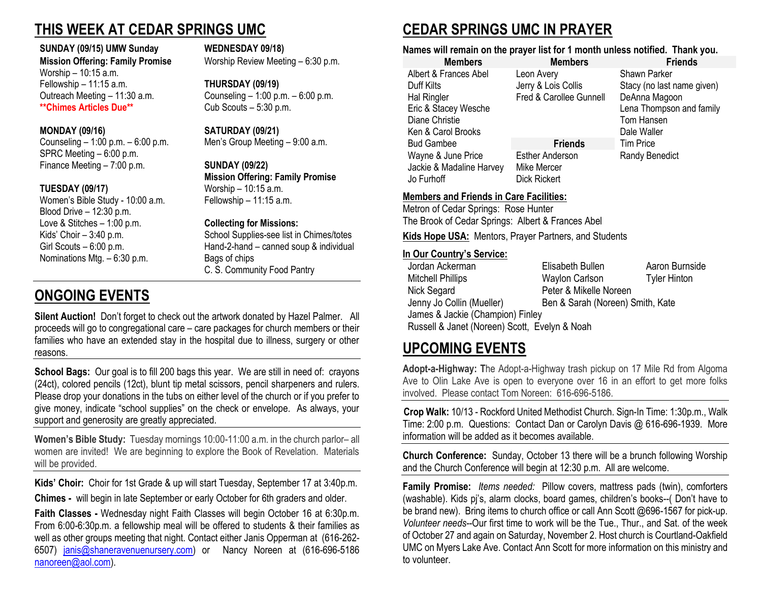# THIS WEEK AT CEDAR SPRINGS UMC

**SUNDAY (09/15) UMW Sunday**
**Mission Offering: Family Promise**
Worship – 10:15 a.m.
Fellowship – 11:15 a.m.
Outreach Meeting – 11:30 a.m.
****Chimes Articles Due****

**MONDAY (09/16)**
Counseling – 1:00 p.m. – 6:00 p.m.
SPRC Meeting – 6:00 p.m.
Finance Meeting – 7:00 p.m.

**TUESDAY (09/17)**
Women's Bible Study - 10:00 a.m.
Blood Drive – 12:30 p.m.
Love & Stitches – 1:00 p.m.
Kids' Choir – 3:40 p.m.
Girl Scouts – 6:00 p.m.
Nominations Mtg. – 6:30 p.m.

**WEDNESDAY 09/18)**
Worship Review Meeting – 6:30 p.m.

**THURSDAY (09/19)**
Counseling – 1:00 p.m. – 6:00 p.m.
Cub Scouts – 5:30 p.m.

**SATURDAY (09/21)**
Men's Group Meeting – 9:00 a.m.

**SUNDAY (09/22)**
**Mission Offering: Family Promise**
Worship – 10:15 a.m.
Fellowship – 11:15 a.m.

**Collecting for Missions:**
School Supplies-see list in Chimes/totes
Hand-2-hand – canned soup & individual Bags of chips
C. S. Community Food Pantry

# ONGOING EVENTS

**Silent Auction!** Don't forget to check out the artwork donated by Hazel Palmer. All proceeds will go to congregational care – care packages for church members or their families who have an extended stay in the hospital due to illness, surgery or other reasons.

**School Bags:** Our goal is to fill 200 bags this year. We are still in need of: crayons (24ct), colored pencils (12ct), blunt tip metal scissors, pencil sharpeners and rulers. Please drop your donations in the tubs on either level of the church or if you prefer to give money, indicate "school supplies" on the check or envelope. As always, your support and generosity are greatly appreciated.

**Women's Bible Study:** Tuesday mornings 10:00-11:00 a.m. in the church parlor– all women are invited! We are beginning to explore the Book of Revelation. Materials will be provided.

**Kids' Choir:** Choir for 1st Grade & up will start Tuesday, September 17 at 3:40p.m.

**Chimes -** will begin in late September or early October for 6th graders and older.

**Faith Classes -** Wednesday night Faith Classes will begin October 16 at 6:30p.m. From 6:00-6:30p.m. a fellowship meal will be offered to students & their families as well as other groups meeting that night. Contact either Janis Opperman at (616-262-6507) janis@shaneravenuenursery.com) or Nancy Noreen at (616-696-5186 nanoreen@aol.com).

# CEDAR SPRINGS UMC IN PRAYER

**Names will remain on the prayer list for 1 month unless notified. Thank you.**

| Members | Members | Friends |
|---|---|---|
| Albert & Frances Abel | Leon Avery | Shawn Parker |
| Duff Kilts | Jerry & Lois Collis | Stacy (no last name given) |
| Hal Ringler | Fred & Carollee Gunnell | DeAnna Magoon |
| Eric & Stacey Wesche | | Lena Thompson and family |
| Diane Christie | | Tom Hansen |
| Ken & Carol Brooks | | Dale Waller |
| Bud Gambee | **Friends** | Tim Price |
| Wayne & June Price | Esther Anderson | Randy Benedict |
| Jackie & Madaline Harvey | Mike Mercer | |
| Jo Furhoff | Dick Rickert | |

**Members and Friends in Care Facilities:**
Metron of Cedar Springs: Rose Hunter
The Brook of Cedar Springs: Albert & Frances Abel

**Kids Hope USA:** Mentors, Prayer Partners, and Students

**In Our Country's Service:**

Jordan Ackerman, Elisabeth Bullen, Aaron Burnside
Mitchell Phillips, Waylon Carlson, Tyler Hinton
Nick Segard, Peter & Mikelle Noreen
Jenny Jo Collin (Mueller), Ben & Sarah (Noreen) Smith, Kate
James & Jackie (Champion) Finley
Russell & Janet (Noreen) Scott, Evelyn & Noah

# UPCOMING EVENTS

**Adopt-a-Highway: T**he Adopt-a-Highway trash pickup on 17 Mile Rd from Algoma Ave to Olin Lake Ave is open to everyone over 16 in an effort to get more folks involved. Please contact Tom Noreen: 616-696-5186.

**Crop Walk:** 10/13 - Rockford United Methodist Church. Sign-In Time: 1:30p.m., Walk Time: 2:00 p.m. Questions: Contact Dan or Carolyn Davis @ 616-696-1939. More information will be added as it becomes available.

**Church Conference:** Sunday, October 13 there will be a brunch following Worship and the Church Conference will begin at 12:30 p.m. All are welcome.

**Family Promise:** *Items needed:* Pillow covers, mattress pads (twin), comforters (washable). Kids pj's, alarm clocks, board games, children's books--( Don't have to be brand new). Bring items to church office or call Ann Scott @696-1567 for pick-up. *Volunteer needs*--Our first time to work will be the Tue., Thur., and Sat. of the week of October 27 and again on Saturday, November 2. Host church is Courtland-Oakfield UMC on Myers Lake Ave. Contact Ann Scott for more information on this ministry and to volunteer.